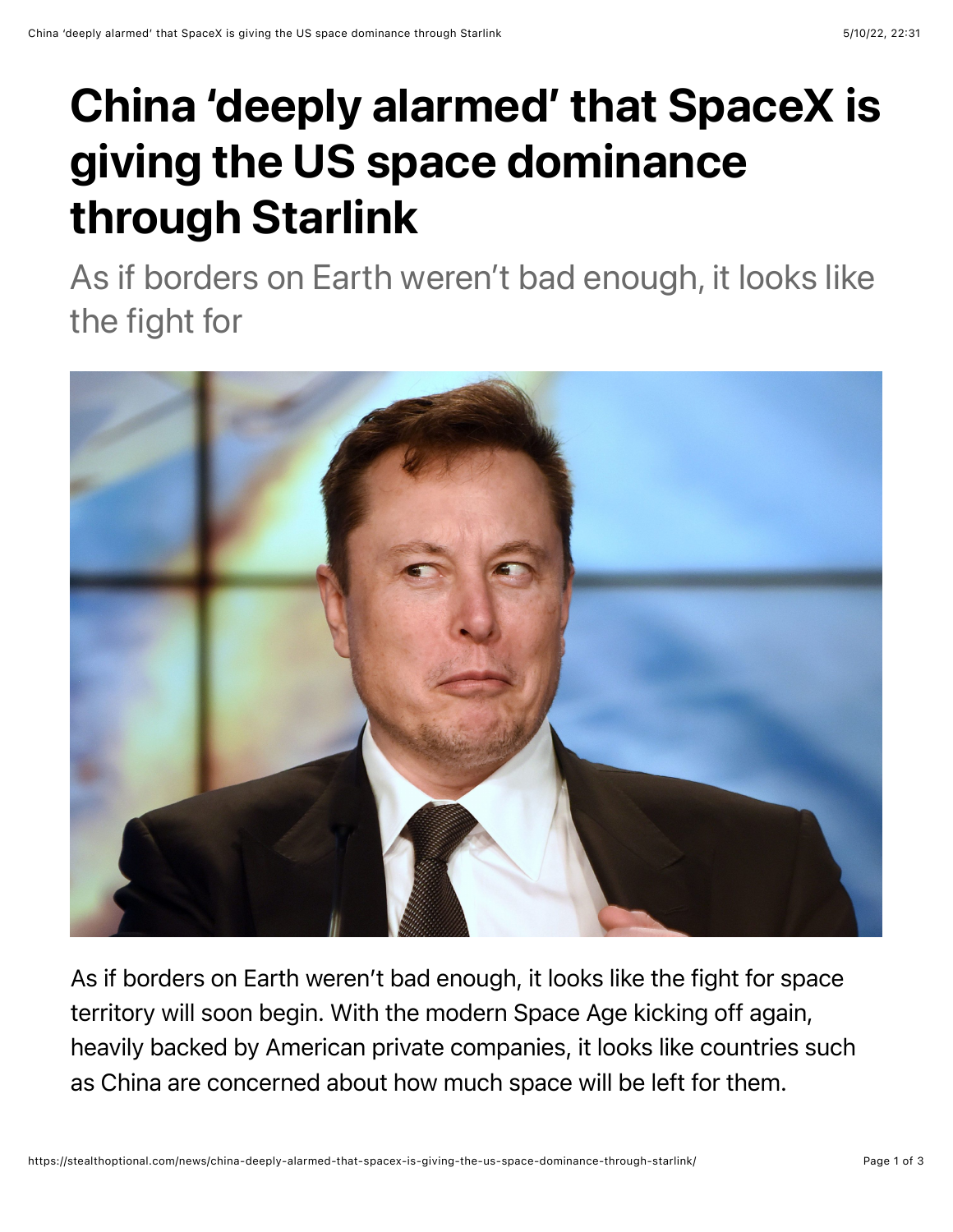# China 'deeply alarmed' that SpaceX is giving the US space dominance through Starlink

As if borders on Earth weren't bad enough, it looks like the fight for

As if borders on Earth weren't bad enough, it looks like the fight for space territory will soon begin. With the modern Space Age kicking off again, heavily backed by American private companies, it looks like countries such as China are concerned about how much space will be left for them.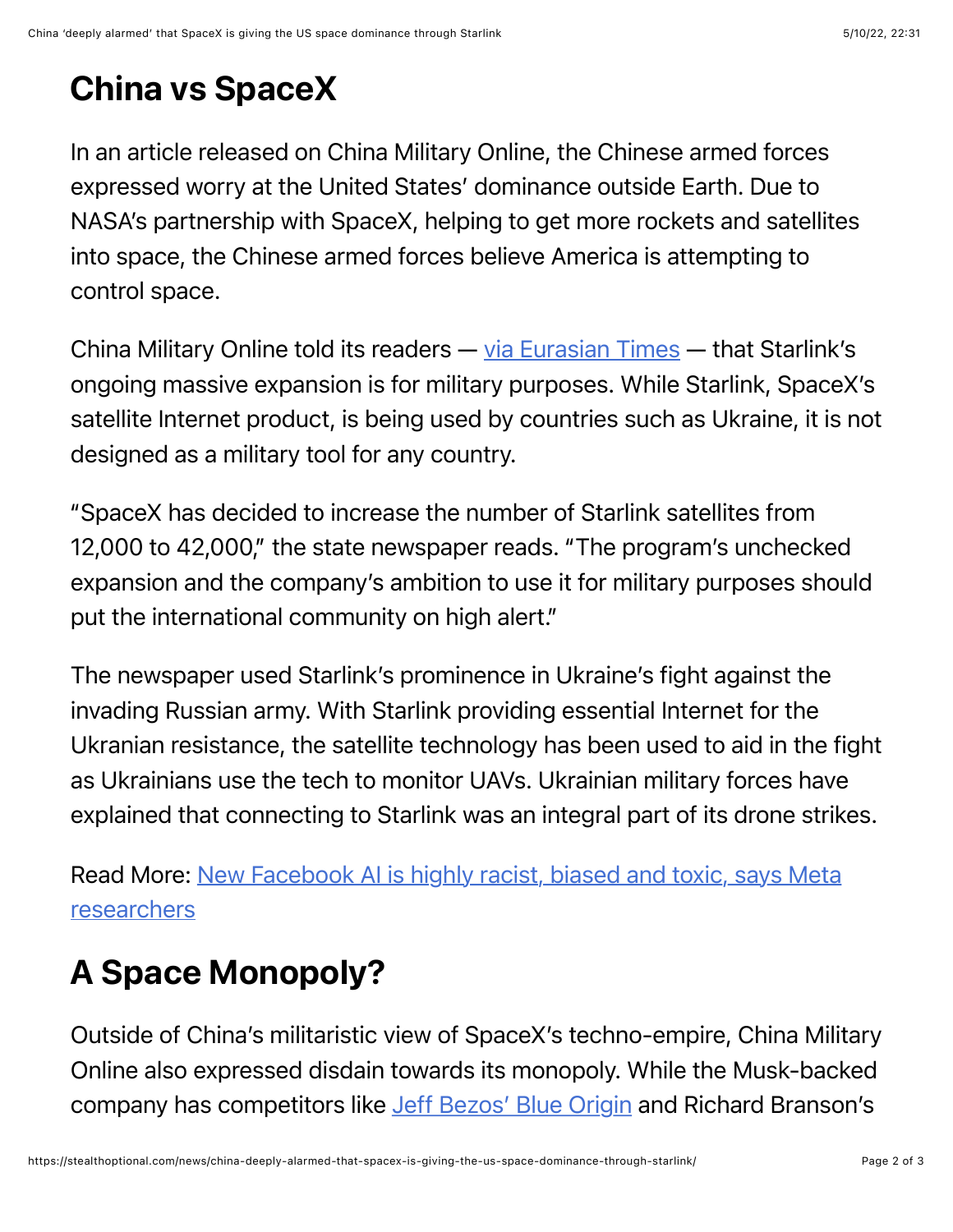## China vs SpaceX

In an article released on China Military Online, the Chinese armed forces expressed worry at the United States' dominance outside Earth. Due to NASA's partnership with SpaceX, helping to get more rockets and satellites into space, the Chinese armed forces believe America is attempting to control space.

China Military Online told its readers — [via Eurasian Times] — that Starlink's ongoing massive expansion is for military purposes. While Starlink, SpaceX's satellite Internet product, is being used by countries such as Ukraine, it is not designed as a military tool for any country.

"SpaceX has decided to increase the number of Starlink satellites from 12,000 to 42,000," the state newspaper reads. "The program's unchecked expansion and the company's ambition to use it for military purposes should put the international community on high alert."

The newspaper used Starlink's prominence in Ukraine's fight against the invading Russian army. With Starlink providing essential Internet for the Ukranian resistance, the satellite technology has been used to aid in the fight as Ukrainians use the tech to monitor UAVs. Ukrainian military forces have explained that connecting to Starlink was an integral part of its drone strikes.

Read More: [New Facebook AI is highly racist, biased and toxic, says Meta researchers]

## A Space Monopoly?

Outside of China's militaristic view of SpaceX's techno-empire, China Military Online also expressed disdain towards its monopoly. While the Musk-backed company has competitors like [Jeff Bezos' Blue Origin] and Richard Branson's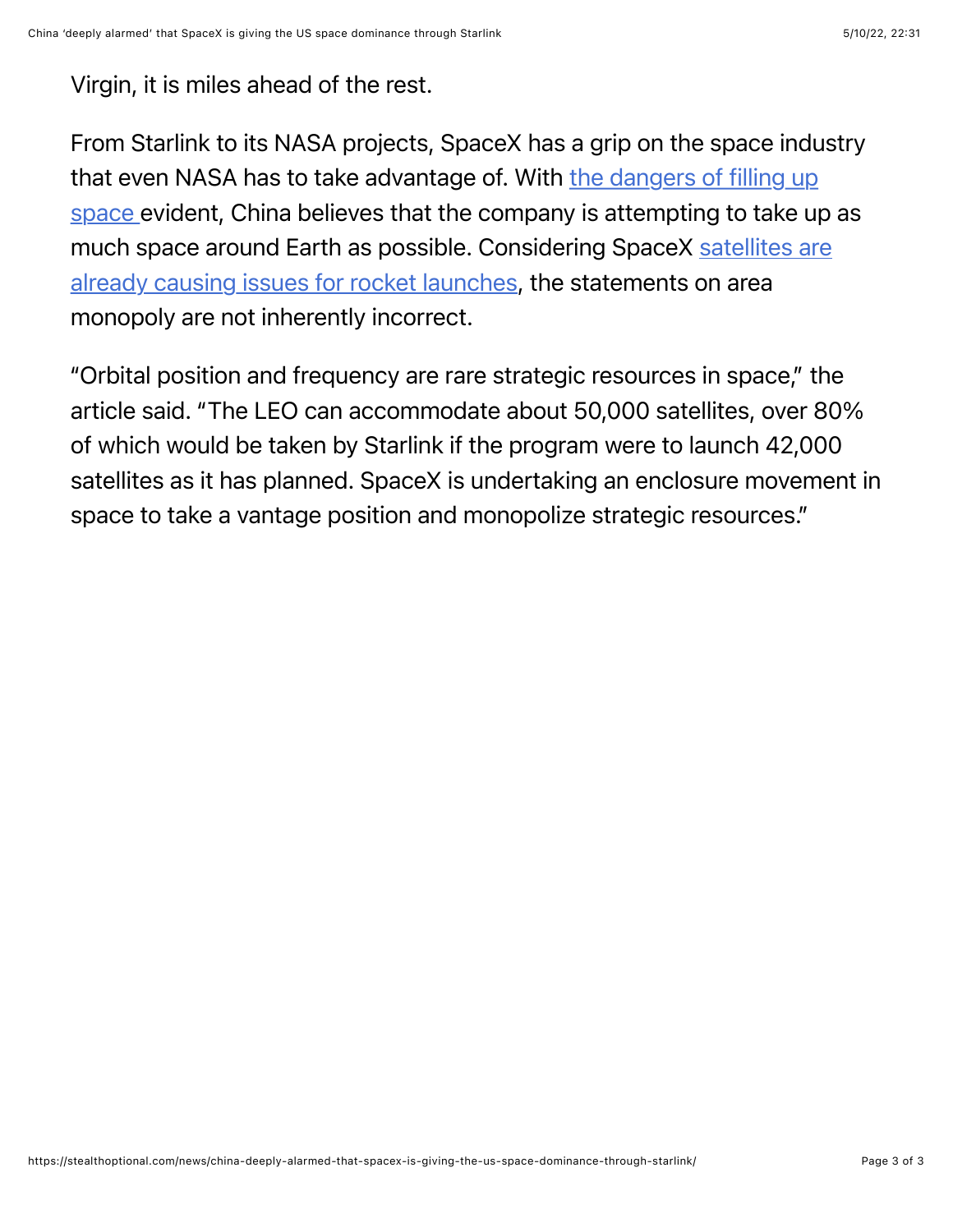Virgin, it is miles ahead of the rest.

From Starlink to its NASA projects, SpaceX has a grip on the space industry that even NASA has to take advantage of. With the dangers of filling up space evident, China believes that the company is attempting to take up as much space around Earth as possible. Considering SpaceX satellites are already causing issues for rocket launches, the statements on area monopoly are not inherently incorrect.

"Orbital position and frequency are rare strategic resources in space," the article said. "The LEO can accommodate about 50,000 satellites, over 80% of which would be taken by Starlink if the program were to launch 42,000 satellites as it has planned. SpaceX is undertaking an enclosure movement in space to take a vantage position and monopolize strategic resources."